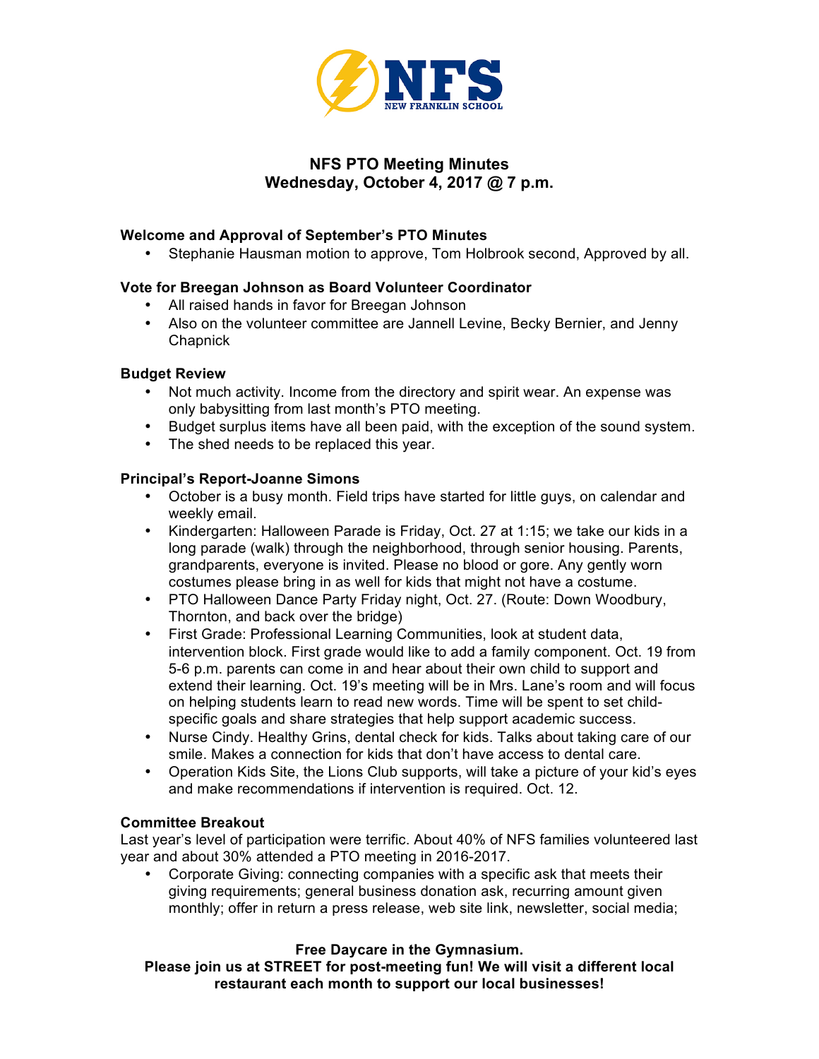NFS NEW FRANKLIN SCHOOL

# NFS PTO Meeting Minutes
## Wednesday, October 4, 2017 @ 7 p.m.

**Welcome and Approval of September's PTO Minutes**

- Stephanie Hausman motion to approve, Tom Holbrook second, Approved by all.

**Vote for Breegan Johnson as Board Volunteer Coordinator**

- All raised hands in favor for Breegan Johnson
- Also on the volunteer committee are Jannell Levine, Becky Bernier, and Jenny Chapnick

**Budget Review**

- Not much activity. Income from the directory and spirit wear. An expense was only babysitting from last month's PTO meeting.
- Budget surplus items have all been paid, with the exception of the sound system.
- The shed needs to be replaced this year.

**Principal's Report-Joanne Simons**

- October is a busy month. Field trips have started for little guys, on calendar and weekly email.
- Kindergarten: Halloween Parade is Friday, Oct. 27 at 1:15; we take our kids in a long parade (walk) through the neighborhood, through senior housing. Parents, grandparents, everyone is invited. Please no blood or gore. Any gently worn costumes please bring in as well for kids that might not have a costume.
- PTO Halloween Dance Party Friday night, Oct. 27. (Route: Down Woodbury, Thornton, and back over the bridge)
- First Grade: Professional Learning Communities, look at student data, intervention block. First grade would like to add a family component. Oct. 19 from 5-6 p.m. parents can come in and hear about their own child to support and extend their learning. Oct. 19's meeting will be in Mrs. Lane's room and will focus on helping students learn to read new words. Time will be spent to set child-specific goals and share strategies that help support academic success.
- Nurse Cindy. Healthy Grins, dental check for kids. Talks about taking care of our smile. Makes a connection for kids that don't have access to dental care.
- Operation Kids Site, the Lions Club supports, will take a picture of your kid's eyes and make recommendations if intervention is required. Oct. 12.

**Committee Breakout**

Last year's level of participation were terrific. About 40% of NFS families volunteered last year and about 30% attended a PTO meeting in 2016-2017.

- Corporate Giving: connecting companies with a specific ask that meets their giving requirements; general business donation ask, recurring amount given monthly; offer in return a press release, web site link, newsletter, social media;

**Free Daycare in the Gymnasium.**
**Please join us at STREET for post-meeting fun! We will visit a different local restaurant each month to support our local businesses!**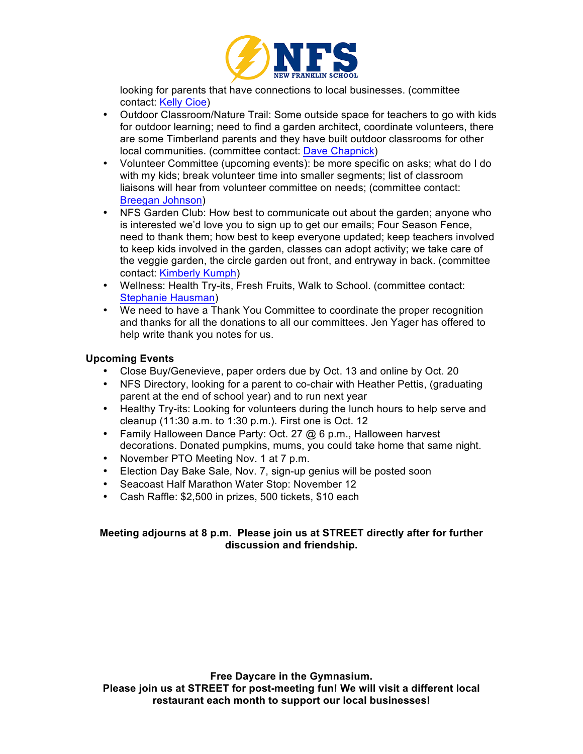looking for parents that have connections to local businesses. (committee contact: Kelly Cioe)

- Outdoor Classroom/Nature Trail: Some outside space for teachers to go with kids for outdoor learning; need to find a garden architect, coordinate volunteers, there are some Timberland parents and they have built outdoor classrooms for other local communities. (committee contact: Dave Chapnick)
- Volunteer Committee (upcoming events): be more specific on asks; what do I do with my kids; break volunteer time into smaller segments; list of classroom liaisons will hear from volunteer committee on needs; (committee contact: Breegan Johnson)
- NFS Garden Club: How best to communicate out about the garden; anyone who is interested we'd love you to sign up to get our emails; Four Season Fence, need to thank them; how best to keep everyone updated; keep teachers involved to keep kids involved in the garden, classes can adopt activity; we take care of the veggie garden, the circle garden out front, and entryway in back. (committee contact: Kimberly Kumph)
- Wellness: Health Try-its, Fresh Fruits, Walk to School. (committee contact: Stephanie Hausman)
- We need to have a Thank You Committee to coordinate the proper recognition and thanks for all the donations to all our committees. Jen Yager has offered to help write thank you notes for us.

**Upcoming Events**

- Close Buy/Genevieve, paper orders due by Oct. 13 and online by Oct. 20
- NFS Directory, looking for a parent to co-chair with Heather Pettis, (graduating parent at the end of school year) and to run next year
- Healthy Try-its: Looking for volunteers during the lunch hours to help serve and cleanup (11:30 a.m. to 1:30 p.m.). First one is Oct. 12
- Family Halloween Dance Party: Oct. 27 @ 6 p.m., Halloween harvest decorations. Donated pumpkins, mums, you could take home that same night.
- November PTO Meeting Nov. 1 at 7 p.m.
- Election Day Bake Sale, Nov. 7, sign-up genius will be posted soon
- Seacoast Half Marathon Water Stop: November 12
- Cash Raffle: $2,500 in prizes, 500 tickets, $10 each

**Meeting adjourns at 8 p.m. Please join us at STREET directly after for further discussion and friendship.**

**Free Daycare in the Gymnasium.**
**Please join us at STREET for post-meeting fun! We will visit a different local restaurant each month to support our local businesses!**